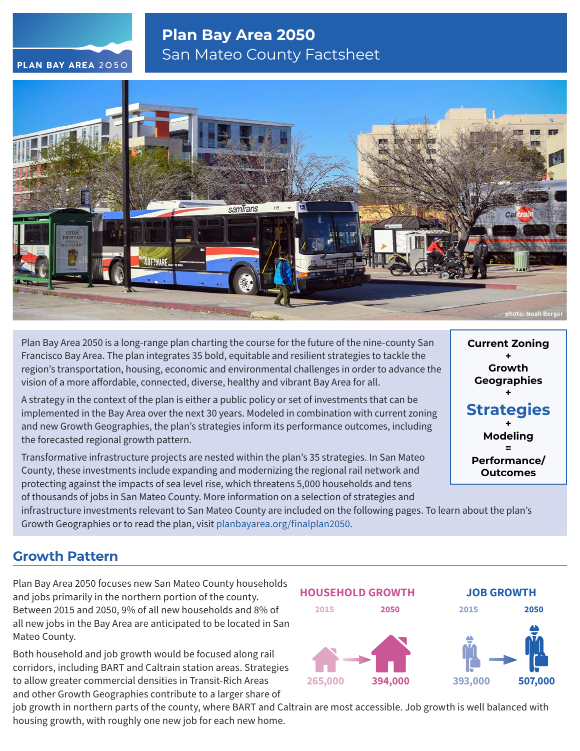# Plan Bay Area 2050

## San Mateo County Factsheet

photo: Noah Berger

Plan Bay Area 2050 is a long-range plan charting the course for the future of the nine-county San Francisco Bay Area. The plan integrates 35 bold, equitable and resilient strategies to tackle the region's transportation, housing, economic and environmental challenges in order to advance the vision of a more affordable, connected, diverse, healthy and vibrant Bay Area for all.

A strategy in the context of the plan is either a public policy or set of investments that can be implemented in the Bay Area over the next 30 years. Modeled in combination with current zoning and new Growth Geographies, the plan's strategies inform its performance outcomes, including the forecasted regional growth pattern.

Transformative infrastructure projects are nested within the plan's 35 strategies. In San Mateo County, these investments include expanding and modernizing the regional rail network and protecting against the impacts of sea level rise, which threatens 5,000 households and tens of thousands of jobs in San Mateo County. More information on a selection of strategies and infrastructure investments relevant to San Mateo County are included on the following pages. To learn about the plan's Growth Geographies or to read the plan, visit planbayarea.org/finalplan2050.

**Current Zoning**
**+**
**Growth Geographies**
**+**
**Strategies**
**+**
**Modeling**
**=**
**Performance/ Outcomes**

## Growth Pattern

Plan Bay Area 2050 focuses new San Mateo County households and jobs primarily in the northern portion of the county. Between 2015 and 2050, 9% of all new households and 8% of all new jobs in the Bay Area are anticipated to be located in San Mateo County.

Both household and job growth would be focused along rail corridors, including BART and Caltrain station areas. Strategies to allow greater commercial densities in Transit-Rich Areas and other Growth Geographies contribute to a larger share of job growth in northern parts of the county, where BART and Caltrain are most accessible. Job growth is well balanced with housing growth, with roughly one new job for each new home.

| | 2015 | 2050 |
|---|---|---|
| **HOUSEHOLD GROWTH** | 265,000 | 394,000 |
| **JOB GROWTH** | 393,000 | 507,000 |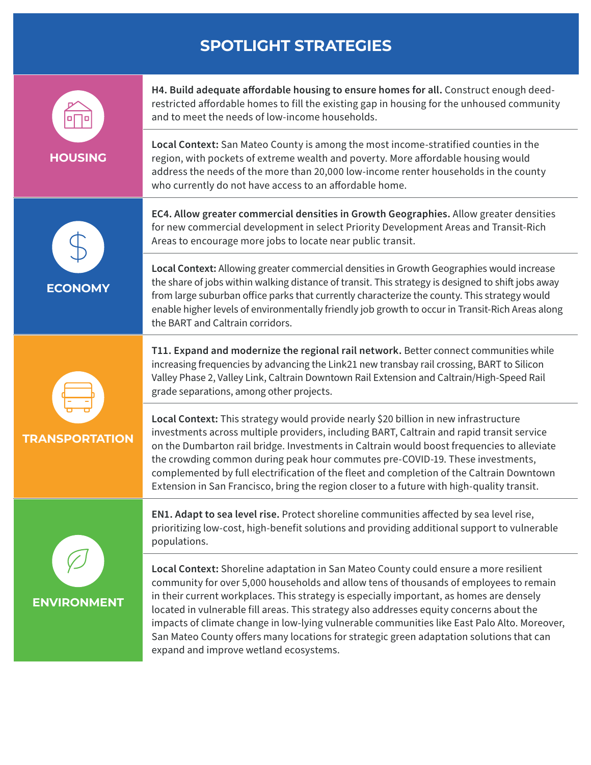# SPOTLIGHT STRATEGIES

## HOUSING

**H4. Build adequate affordable housing to ensure homes for all.** Construct enough deed-restricted affordable homes to fill the existing gap in housing for the unhoused community and to meet the needs of low-income households.

**Local Context:** San Mateo County is among the most income-stratified counties in the region, with pockets of extreme wealth and poverty. More affordable housing would address the needs of the more than 20,000 low-income renter households in the county who currently do not have access to an affordable home.

## ECONOMY

**EC4. Allow greater commercial densities in Growth Geographies.** Allow greater densities for new commercial development in select Priority Development Areas and Transit-Rich Areas to encourage more jobs to locate near public transit.

**Local Context:** Allowing greater commercial densities in Growth Geographies would increase the share of jobs within walking distance of transit. This strategy is designed to shift jobs away from large suburban office parks that currently characterize the county. This strategy would enable higher levels of environmentally friendly job growth to occur in Transit-Rich Areas along the BART and Caltrain corridors.

## TRANSPORTATION

**T11. Expand and modernize the regional rail network.** Better connect communities while increasing frequencies by advancing the Link21 new transbay rail crossing, BART to Silicon Valley Phase 2, Valley Link, Caltrain Downtown Rail Extension and Caltrain/High-Speed Rail grade separations, among other projects.

**Local Context:** This strategy would provide nearly $20 billion in new infrastructure investments across multiple providers, including BART, Caltrain and rapid transit service on the Dumbarton rail bridge. Investments in Caltrain would boost frequencies to alleviate the crowding common during peak hour commutes pre-COVID-19. These investments, complemented by full electrification of the fleet and completion of the Caltrain Downtown Extension in San Francisco, bring the region closer to a future with high-quality transit.

## ENVIRONMENT

**EN1. Adapt to sea level rise.** Protect shoreline communities affected by sea level rise, prioritizing low-cost, high-benefit solutions and providing additional support to vulnerable populations.

**Local Context:** Shoreline adaptation in San Mateo County could ensure a more resilient community for over 5,000 households and allow tens of thousands of employees to remain in their current workplaces. This strategy is especially important, as homes are densely located in vulnerable fill areas. This strategy also addresses equity concerns about the impacts of climate change in low-lying vulnerable communities like East Palo Alto. Moreover, San Mateo County offers many locations for strategic green adaptation solutions that can expand and improve wetland ecosystems.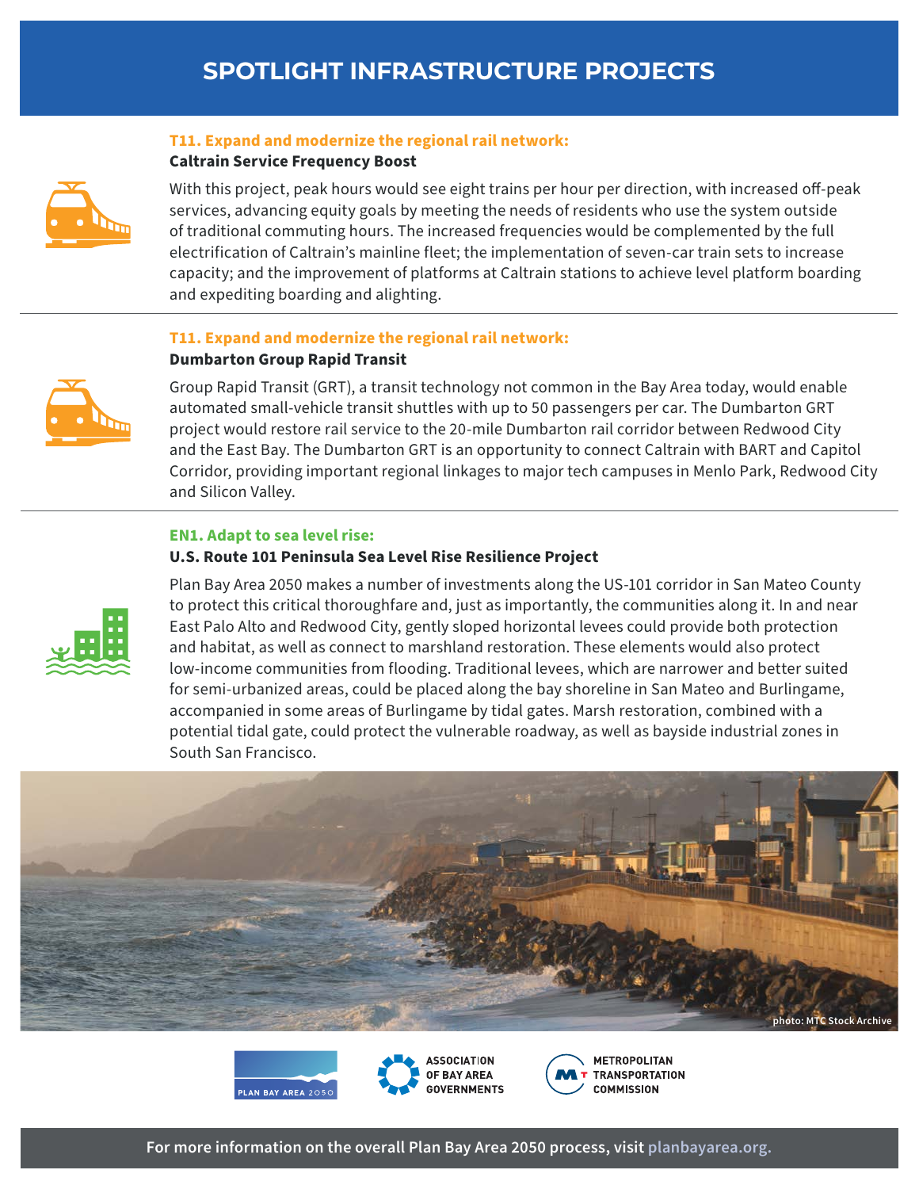# SPOTLIGHT INFRASTRUCTURE PROJECTS

### T11. Expand and modernize the regional rail network:

**Caltrain Service Frequency Boost**

With this project, peak hours would see eight trains per hour per direction, with increased off-peak services, advancing equity goals by meeting the needs of residents who use the system outside of traditional commuting hours. The increased frequencies would be complemented by the full electrification of Caltrain's mainline fleet; the implementation of seven-car train sets to increase capacity; and the improvement of platforms at Caltrain stations to achieve level platform boarding and expediting boarding and alighting.

### T11. Expand and modernize the regional rail network:

**Dumbarton Group Rapid Transit**

Group Rapid Transit (GRT), a transit technology not common in the Bay Area today, would enable automated small-vehicle transit shuttles with up to 50 passengers per car. The Dumbarton GRT project would restore rail service to the 20-mile Dumbarton rail corridor between Redwood City and the East Bay. The Dumbarton GRT is an opportunity to connect Caltrain with BART and Capitol Corridor, providing important regional linkages to major tech campuses in Menlo Park, Redwood City and Silicon Valley.

### EN1. Adapt to sea level rise:

**U.S. Route 101 Peninsula Sea Level Rise Resilience Project**

Plan Bay Area 2050 makes a number of investments along the US-101 corridor in San Mateo County to protect this critical thoroughfare and, just as importantly, the communities along it. In and near East Palo Alto and Redwood City, gently sloped horizontal levees could provide both protection and habitat, as well as connect to marshland restoration. These elements would also protect low-income communities from flooding. Traditional levees, which are narrower and better suited for semi-urbanized areas, could be placed along the bay shoreline in San Mateo and Burlingame, accompanied in some areas of Burlingame by tidal gates. Marsh restoration, combined with a potential tidal gate, could protect the vulnerable roadway, as well as bayside industrial zones in South San Francisco.

photo: MTC Stock Archive

PLAN BAY AREA 2050

ASSOCIATION OF BAY AREA GOVERNMENTS

METROPOLITAN TRANSPORTATION COMMISSION

For more information on the overall Plan Bay Area 2050 process, visit planbayarea.org.